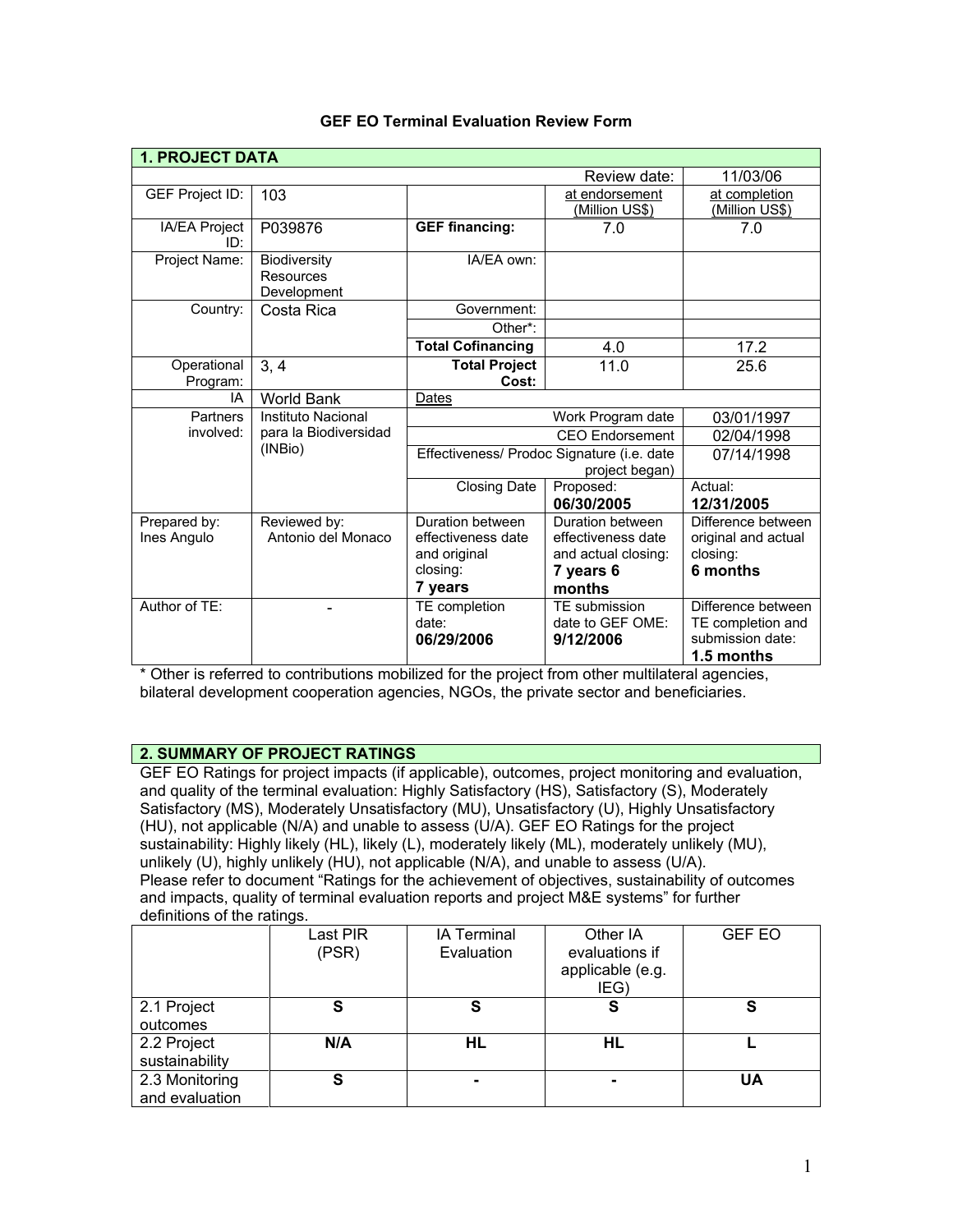# GEF EO Terminal Evaluation Review Form

| 1. PROJECT DATA | | | | |
|---|---|---|---|---|
| | | | Review date: | 11/03/06 |
| GEF Project ID: | 103 | | at endorsement (Million US$) | at completion (Million US$) |
| IA/EA Project ID: | P039876 | **GEF financing:** | 7.0 | 7.0 |
| Project Name: | Biodiversity Resources Development | IA/EA own: | | |
| Country: | Costa Rica | Government: | | |
| | | Other*: | | |
| | | **Total Cofinancing** | 4.0 | 17.2 |
| Operational Program: | 3, 4 | **Total Project Cost:** | 11.0 | 25.6 |
| IA | World Bank | Dates | | |
| Partners involved: | Instituto Nacional para la Biodiversidad (INBio) | | Work Program date | 03/01/1997 |
| | | | CEO Endorsement | 02/04/1998 |
| | | | Effectiveness/ Prodoc Signature (i.e. date project began) | 07/14/1998 |
| | | Closing Date | Proposed: **06/30/2005** | Actual: **12/31/2005** |
| Prepared by: Ines Angulo | Reviewed by: Antonio del Monaco | Duration between effectiveness date and original closing: **7 years** | Duration between effectiveness date and actual closing: **7 years 6 months** | Difference between original and actual closing: **6 months** |
| Author of TE: | - | TE completion date: **06/29/2006** | TE submission date to GEF OME: **9/12/2006** | Difference between TE completion and submission date: **1.5 months** |

\* Other is referred to contributions mobilized for the project from other multilateral agencies, bilateral development cooperation agencies, NGOs, the private sector and beneficiaries.

## 2. SUMMARY OF PROJECT RATINGS

GEF EO Ratings for project impacts (if applicable), outcomes, project monitoring and evaluation, and quality of the terminal evaluation: Highly Satisfactory (HS), Satisfactory (S), Moderately Satisfactory (MS), Moderately Unsatisfactory (MU), Unsatisfactory (U), Highly Unsatisfactory (HU), not applicable (N/A) and unable to assess (U/A). GEF EO Ratings for the project sustainability: Highly likely (HL), likely (L), moderately likely (ML), moderately unlikely (MU), unlikely (U), highly unlikely (HU), not applicable (N/A), and unable to assess (U/A). Please refer to document "Ratings for the achievement of objectives, sustainability of outcomes and impacts, quality of terminal evaluation reports and project M&E systems" for further definitions of the ratings.

| | Last PIR (PSR) | IA Terminal Evaluation | Other IA evaluations if applicable (e.g. IEG) | GEF EO |
|---|---|---|---|---|
| 2.1 Project outcomes | **S** | **S** | **S** | **S** |
| 2.2 Project sustainability | **N/A** | **HL** | **HL** | **L** |
| 2.3 Monitoring and evaluation | **S** | **-** | **-** | **UA** |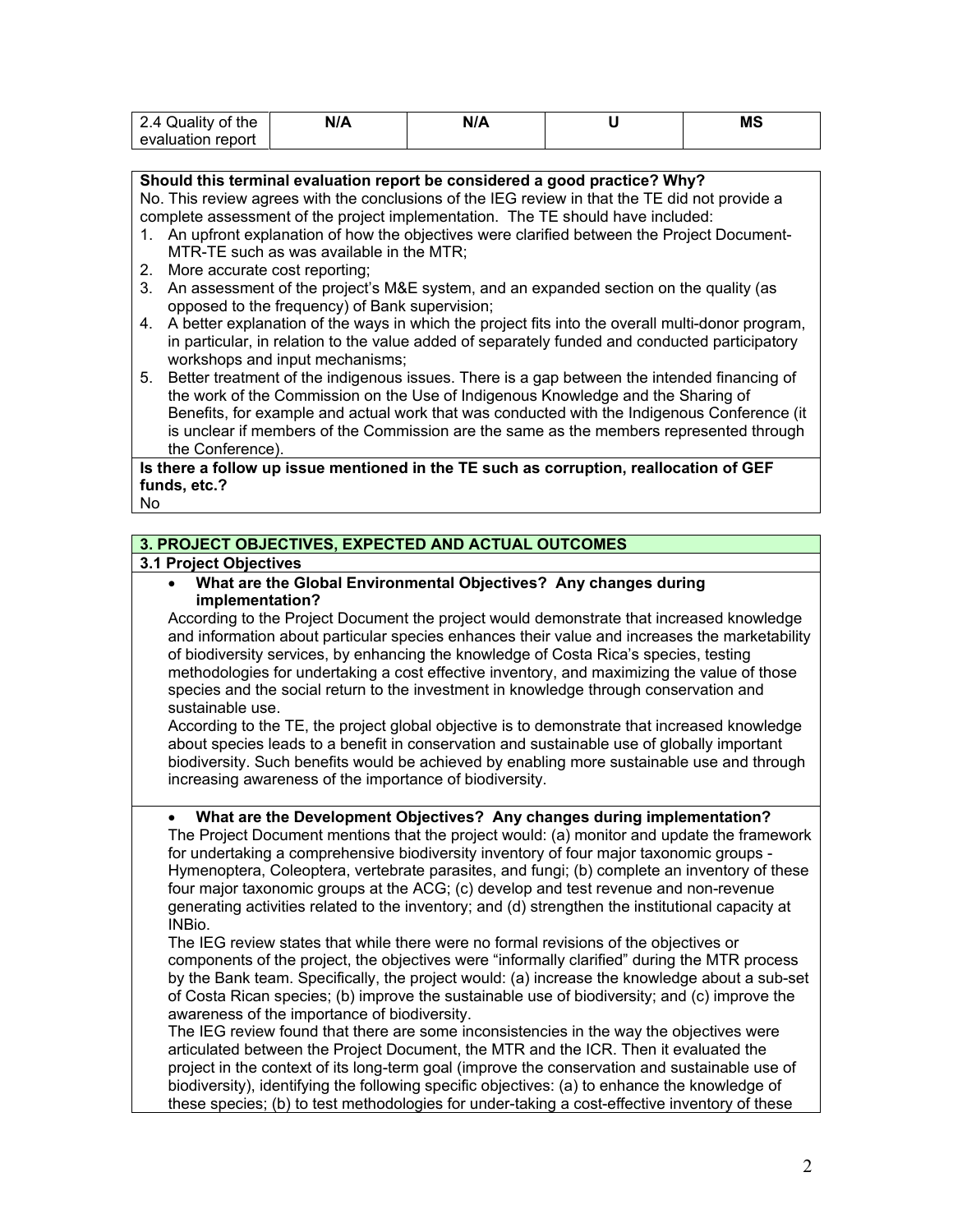| 2.4 Quality of the evaluation report | N/A | N/A | U | MS |
|---|---|---|---|---|

**Should this terminal evaluation report be considered a good practice? Why?**

No. This review agrees with the conclusions of the IEG review in that the TE did not provide a complete assessment of the project implementation. The TE should have included:

1. An upfront explanation of how the objectives were clarified between the Project Document-MTR-TE such as was available in the MTR;
2. More accurate cost reporting;
3. An assessment of the project's M&E system, and an expanded section on the quality (as opposed to the frequency) of Bank supervision;
4. A better explanation of the ways in which the project fits into the overall multi-donor program, in particular, in relation to the value added of separately funded and conducted participatory workshops and input mechanisms;
5. Better treatment of the indigenous issues. There is a gap between the intended financing of the work of the Commission on the Use of Indigenous Knowledge and the Sharing of Benefits, for example and actual work that was conducted with the Indigenous Conference (it is unclear if members of the Commission are the same as the members represented through the Conference).

**Is there a follow up issue mentioned in the TE such as corruption, reallocation of GEF funds, etc.?**

No

## 3. PROJECT OBJECTIVES, EXPECTED AND ACTUAL OUTCOMES

### 3.1 Project Objectives

- **What are the Global Environmental Objectives? Any changes during implementation?**

According to the Project Document the project would demonstrate that increased knowledge and information about particular species enhances their value and increases the marketability of biodiversity services, by enhancing the knowledge of Costa Rica's species, testing methodologies for undertaking a cost effective inventory, and maximizing the value of those species and the social return to the investment in knowledge through conservation and sustainable use.

According to the TE, the project global objective is to demonstrate that increased knowledge about species leads to a benefit in conservation and sustainable use of globally important biodiversity. Such benefits would be achieved by enabling more sustainable use and through increasing awareness of the importance of biodiversity.

- **What are the Development Objectives? Any changes during implementation?**

The Project Document mentions that the project would: (a) monitor and update the framework for undertaking a comprehensive biodiversity inventory of four major taxonomic groups - Hymenoptera, Coleoptera, vertebrate parasites, and fungi; (b) complete an inventory of these four major taxonomic groups at the ACG; (c) develop and test revenue and non-revenue generating activities related to the inventory; and (d) strengthen the institutional capacity at INBio.

The IEG review states that while there were no formal revisions of the objectives or components of the project, the objectives were "informally clarified" during the MTR process by the Bank team. Specifically, the project would: (a) increase the knowledge about a sub-set of Costa Rican species; (b) improve the sustainable use of biodiversity; and (c) improve the awareness of the importance of biodiversity.

The IEG review found that there are some inconsistencies in the way the objectives were articulated between the Project Document, the MTR and the ICR. Then it evaluated the project in the context of its long-term goal (improve the conservation and sustainable use of biodiversity), identifying the following specific objectives: (a) to enhance the knowledge of these species; (b) to test methodologies for under-taking a cost-effective inventory of these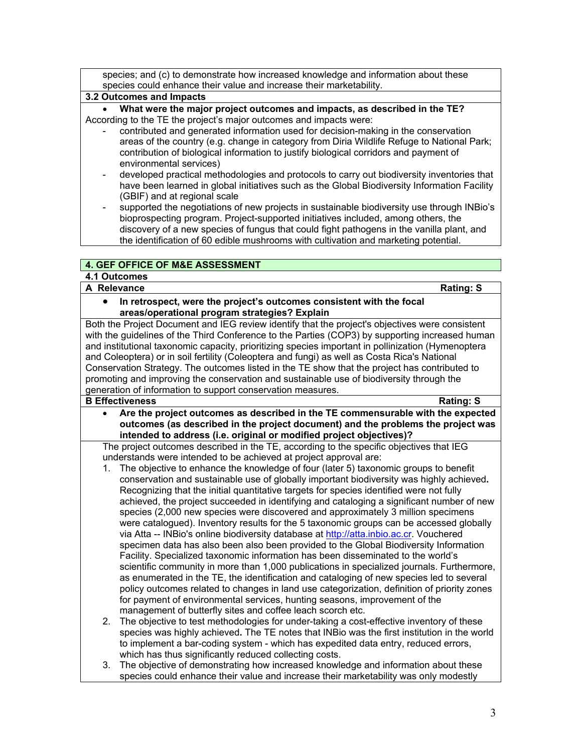species; and (c) to demonstrate how increased knowledge and information about these species could enhance their value and increase their marketability.

**3.2 Outcomes and Impacts**

- **What were the major project outcomes and impacts, as described in the TE?**

According to the TE the project's major outcomes and impacts were:

- contributed and generated information used for decision-making in the conservation areas of the country (e.g. change in category from Diria Wildlife Refuge to National Park; contribution of biological information to justify biological corridors and payment of environmental services)
- developed practical methodologies and protocols to carry out biodiversity inventories that have been learned in global initiatives such as the Global Biodiversity Information Facility (GBIF) and at regional scale
- supported the negotiations of new projects in sustainable biodiversity use through INBio's bioprospecting program. Project-supported initiatives included, among others, the discovery of a new species of fungus that could fight pathogens in the vanilla plant, and the identification of 60 edible mushrooms with cultivation and marketing potential.

## 4. GEF OFFICE OF M&E ASSESSMENT

### 4.1 Outcomes

**A Relevance** **Rating: S**

- **In retrospect, were the project's outcomes consistent with the focal areas/operational program strategies? Explain**

Both the Project Document and IEG review identify that the project's objectives were consistent with the guidelines of the Third Conference to the Parties (COP3) by supporting increased human and institutional taxonomic capacity, prioritizing species important in pollinization (Hymenoptera and Coleoptera) or in soil fertility (Coleoptera and fungi) as well as Costa Rica's National Conservation Strategy. The outcomes listed in the TE show that the project has contributed to promoting and improving the conservation and sustainable use of biodiversity through the generation of information to support conservation measures.

**B Effectiveness** **Rating: S**

- **Are the project outcomes as described in the TE commensurable with the expected outcomes (as described in the project document) and the problems the project was intended to address (i.e. original or modified project objectives)?**

The project outcomes described in the TE, according to the specific objectives that IEG understands were intended to be achieved at project approval are:

1. The objective to enhance the knowledge of four (later 5) taxonomic groups to benefit conservation and sustainable use of globally important biodiversity was highly achieved**.** Recognizing that the initial quantitative targets for species identified were not fully achieved, the project succeeded in identifying and cataloging a significant number of new species (2,000 new species were discovered and approximately 3 million specimens were catalogued). Inventory results for the 5 taxonomic groups can be accessed globally via Atta -- INBio's online biodiversity database at http://atta.inbio.ac.cr. Vouchered specimen data has also been also been provided to the Global Biodiversity Information Facility. Specialized taxonomic information has been disseminated to the world's scientific community in more than 1,000 publications in specialized journals. Furthermore, as enumerated in the TE, the identification and cataloging of new species led to several policy outcomes related to changes in land use categorization, definition of priority zones for payment of environmental services, hunting seasons, improvement of the management of butterfly sites and coffee leach scorch etc.
2. The objective to test methodologies for under-taking a cost-effective inventory of these species was highly achieved**.** The TE notes that INBio was the first institution in the world to implement a bar-coding system - which has expedited data entry, reduced errors, which has thus significantly reduced collecting costs.
3. The objective of demonstrating how increased knowledge and information about these species could enhance their value and increase their marketability was only modestly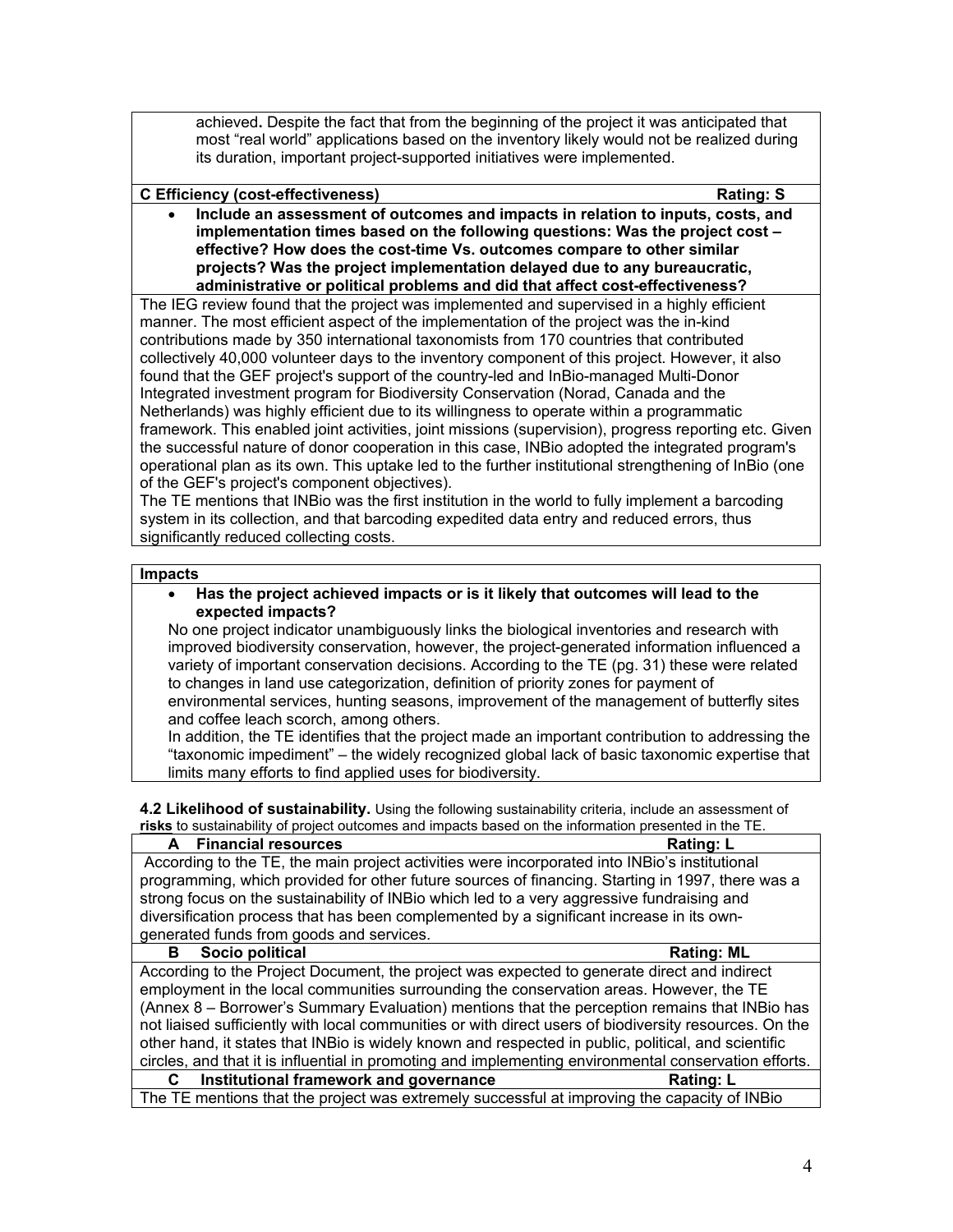achieved**.** Despite the fact that from the beginning of the project it was anticipated that most "real world" applications based on the inventory likely would not be realized during its duration, important project-supported initiatives were implemented.

**C Efficiency (cost-effectiveness) Rating: S**

- **Include an assessment of outcomes and impacts in relation to inputs, costs, and implementation times based on the following questions: Was the project cost – effective? How does the cost-time Vs. outcomes compare to other similar projects? Was the project implementation delayed due to any bureaucratic, administrative or political problems and did that affect cost-effectiveness?**

The IEG review found that the project was implemented and supervised in a highly efficient manner. The most efficient aspect of the implementation of the project was the in-kind contributions made by 350 international taxonomists from 170 countries that contributed collectively 40,000 volunteer days to the inventory component of this project. However, it also found that the GEF project's support of the country-led and InBio-managed Multi-Donor Integrated investment program for Biodiversity Conservation (Norad, Canada and the Netherlands) was highly efficient due to its willingness to operate within a programmatic framework. This enabled joint activities, joint missions (supervision), progress reporting etc. Given the successful nature of donor cooperation in this case, INBio adopted the integrated program's operational plan as its own. This uptake led to the further institutional strengthening of InBio (one of the GEF's project's component objectives).

The TE mentions that INBio was the first institution in the world to fully implement a barcoding system in its collection, and that barcoding expedited data entry and reduced errors, thus significantly reduced collecting costs.

**Impacts**

- **Has the project achieved impacts or is it likely that outcomes will lead to the expected impacts?**

No one project indicator unambiguously links the biological inventories and research with improved biodiversity conservation, however, the project-generated information influenced a variety of important conservation decisions. According to the TE (pg. 31) these were related to changes in land use categorization, definition of priority zones for payment of environmental services, hunting seasons, improvement of the management of butterfly sites and coffee leach scorch, among others.

In addition, the TE identifies that the project made an important contribution to addressing the "taxonomic impediment" – the widely recognized global lack of basic taxonomic expertise that limits many efforts to find applied uses for biodiversity.

**4.2 Likelihood of sustainability.** Using the following sustainability criteria, include an assessment of **risks** to sustainability of project outcomes and impacts based on the information presented in the TE.

**A Financial resources Rating: L**

According to the TE, the main project activities were incorporated into INBio's institutional programming, which provided for other future sources of financing. Starting in 1997, there was a strong focus on the sustainability of INBio which led to a very aggressive fundraising and diversification process that has been complemented by a significant increase in its own-generated funds from goods and services.

**B Socio political Rating: ML**

According to the Project Document, the project was expected to generate direct and indirect employment in the local communities surrounding the conservation areas. However, the TE (Annex 8 – Borrower's Summary Evaluation) mentions that the perception remains that INBio has not liaised sufficiently with local communities or with direct users of biodiversity resources. On the other hand, it states that INBio is widely known and respected in public, political, and scientific circles, and that it is influential in promoting and implementing environmental conservation efforts.

**C Institutional framework and governance Rating: L**

The TE mentions that the project was extremely successful at improving the capacity of INBio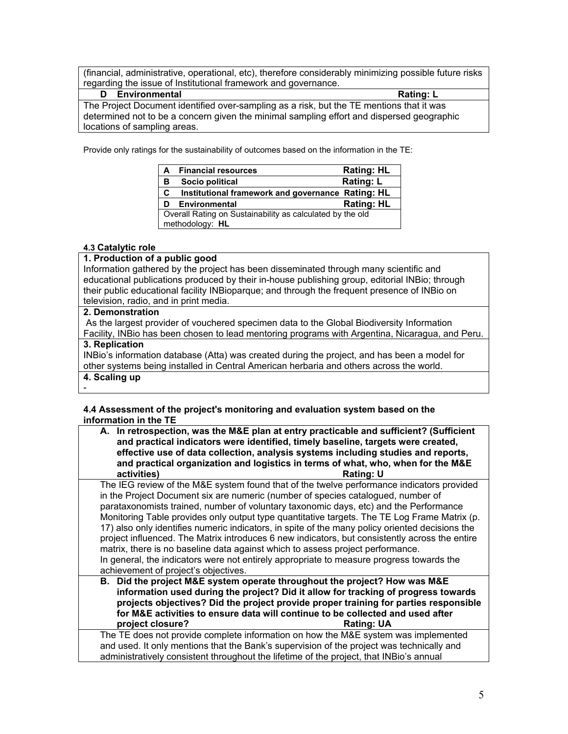(financial, administrative, operational, etc), therefore considerably minimizing possible future risks regarding the issue of Institutional framework and governance.

| **D Environmental** | **Rating: L** |
|---|---|
| The Project Document identified over-sampling as a risk, but the TE mentions that it was determined not to be a concern given the minimal sampling effort and dispersed geographic locations of sampling areas. | |

Provide only ratings for the sustainability of outcomes based on the information in the TE:

| | | |
|---|---|---|
| **A** | **Financial resources** | **Rating: HL** |
| **B** | **Socio political** | **Rating: L** |
| **C** | **Institutional framework and governance** | **Rating: HL** |
| **D** | **Environmental** | **Rating: HL** |
| Overall Rating on Sustainability as calculated by the old methodology: **HL** | | |

#### 4.3 Catalytic role

**1. Production of a public good**

Information gathered by the project has been disseminated through many scientific and educational publications produced by their in-house publishing group, editorial INBio; through their public educational facility INBioparque; and through the frequent presence of INBio on television, radio, and in print media.

**2. Demonstration**

As the largest provider of vouchered specimen data to the Global Biodiversity Information Facility, INBio has been chosen to lead mentoring programs with Argentina, Nicaragua, and Peru.

**3. Replication**

INBio's information database (Atta) was created during the project, and has been a model for other systems being installed in Central American herbaria and others across the world.

**4. Scaling up**

-

#### 4.4 Assessment of the project's monitoring and evaluation system based on the information in the TE

**A. In retrospection, was the M&E plan at entry practicable and sufficient? (Sufficient and practical indicators were identified, timely baseline, targets were created, effective use of data collection, analysis systems including studies and reports, and practical organization and logistics in terms of what, who, when for the M&E activities) Rating: U**

The IEG review of the M&E system found that of the twelve performance indicators provided in the Project Document six are numeric (number of species catalogued, number of parataxonomists trained, number of voluntary taxonomic days, etc) and the Performance Monitoring Table provides only output type quantitative targets. The TE Log Frame Matrix (p. 17) also only identifies numeric indicators, in spite of the many policy oriented decisions the project influenced. The Matrix introduces 6 new indicators, but consistently across the entire matrix, there is no baseline data against which to assess project performance.
In general, the indicators were not entirely appropriate to measure progress towards the achievement of project's objectives.

**B. Did the project M&E system operate throughout the project? How was M&E information used during the project? Did it allow for tracking of progress towards projects objectives? Did the project provide proper training for parties responsible for M&E activities to ensure data will continue to be collected and used after project closure? Rating: UA**

The TE does not provide complete information on how the M&E system was implemented and used. It only mentions that the Bank's supervision of the project was technically and administratively consistent throughout the lifetime of the project, that INBio's annual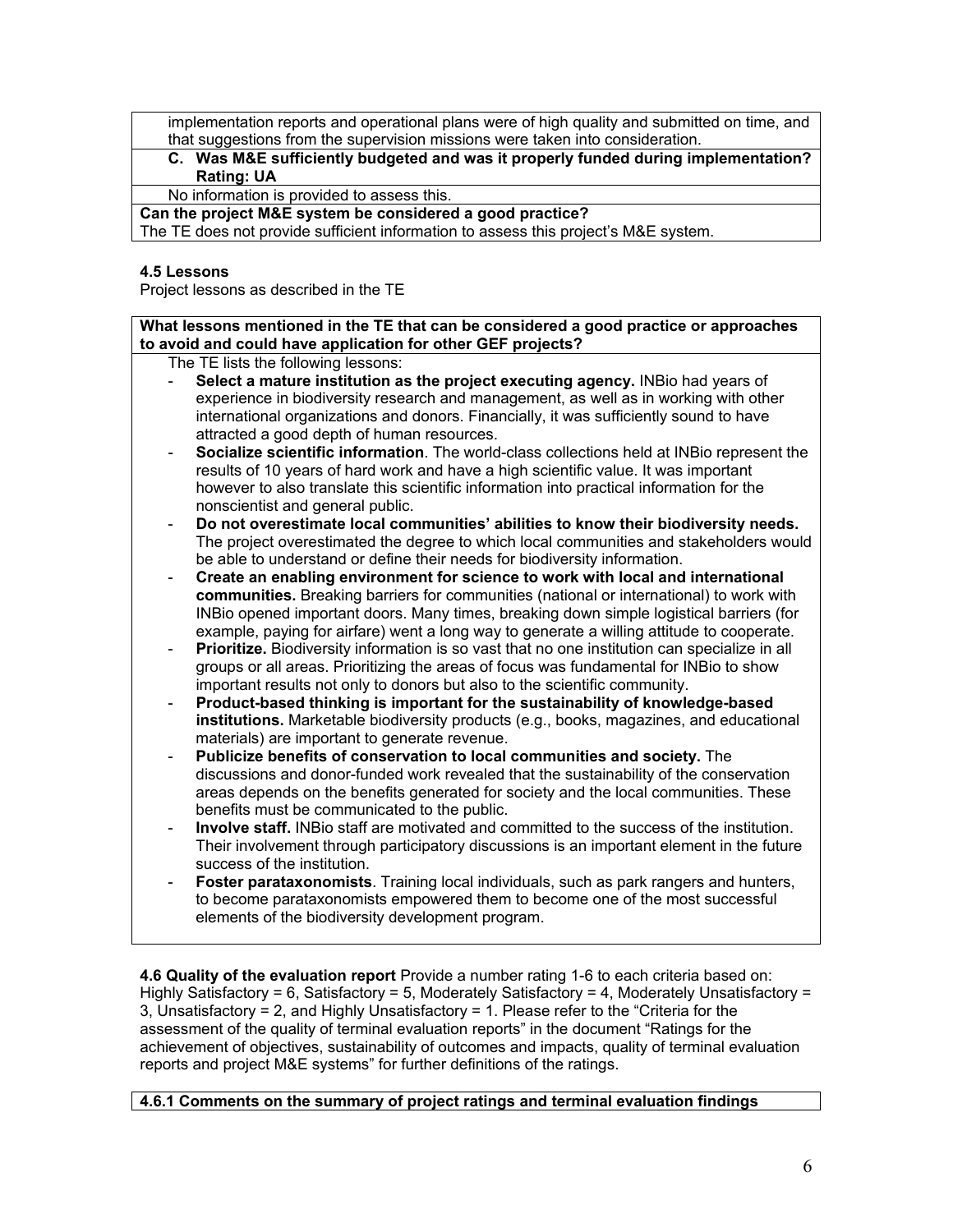implementation reports and operational plans were of high quality and submitted on time, and that suggestions from the supervision missions were taken into consideration.

**C. Was M&E sufficiently budgeted and was it properly funded during implementation? Rating: UA**

No information is provided to assess this.

**Can the project M&E system be considered a good practice?**

The TE does not provide sufficient information to assess this project's M&E system.

**4.5 Lessons**

Project lessons as described in the TE

**What lessons mentioned in the TE that can be considered a good practice or approaches to avoid and could have application for other GEF projects?**

The TE lists the following lessons:

- **Select a mature institution as the project executing agency.** INBio had years of experience in biodiversity research and management, as well as in working with other international organizations and donors. Financially, it was sufficiently sound to have attracted a good depth of human resources.
- **Socialize scientific information**. The world-class collections held at INBio represent the results of 10 years of hard work and have a high scientific value. It was important however to also translate this scientific information into practical information for the nonscientist and general public.
- **Do not overestimate local communities' abilities to know their biodiversity needs.** The project overestimated the degree to which local communities and stakeholders would be able to understand or define their needs for biodiversity information.
- **Create an enabling environment for science to work with local and international communities.** Breaking barriers for communities (national or international) to work with INBio opened important doors. Many times, breaking down simple logistical barriers (for example, paying for airfare) went a long way to generate a willing attitude to cooperate.
- **Prioritize.** Biodiversity information is so vast that no one institution can specialize in all groups or all areas. Prioritizing the areas of focus was fundamental for INBio to show important results not only to donors but also to the scientific community.
- **Product-based thinking is important for the sustainability of knowledge-based institutions.** Marketable biodiversity products (e.g., books, magazines, and educational materials) are important to generate revenue.
- **Publicize benefits of conservation to local communities and society.** The discussions and donor-funded work revealed that the sustainability of the conservation areas depends on the benefits generated for society and the local communities. These benefits must be communicated to the public.
- **Involve staff.** INBio staff are motivated and committed to the success of the institution. Their involvement through participatory discussions is an important element in the future success of the institution.
- **Foster parataxonomists**. Training local individuals, such as park rangers and hunters, to become parataxonomists empowered them to become one of the most successful elements of the biodiversity development program.

**4.6 Quality of the evaluation report** Provide a number rating 1-6 to each criteria based on: Highly Satisfactory = 6, Satisfactory = 5, Moderately Satisfactory = 4, Moderately Unsatisfactory = 3, Unsatisfactory = 2, and Highly Unsatisfactory = 1. Please refer to the "Criteria for the assessment of the quality of terminal evaluation reports" in the document "Ratings for the achievement of objectives, sustainability of outcomes and impacts, quality of terminal evaluation reports and project M&E systems" for further definitions of the ratings.

**4.6.1 Comments on the summary of project ratings and terminal evaluation findings**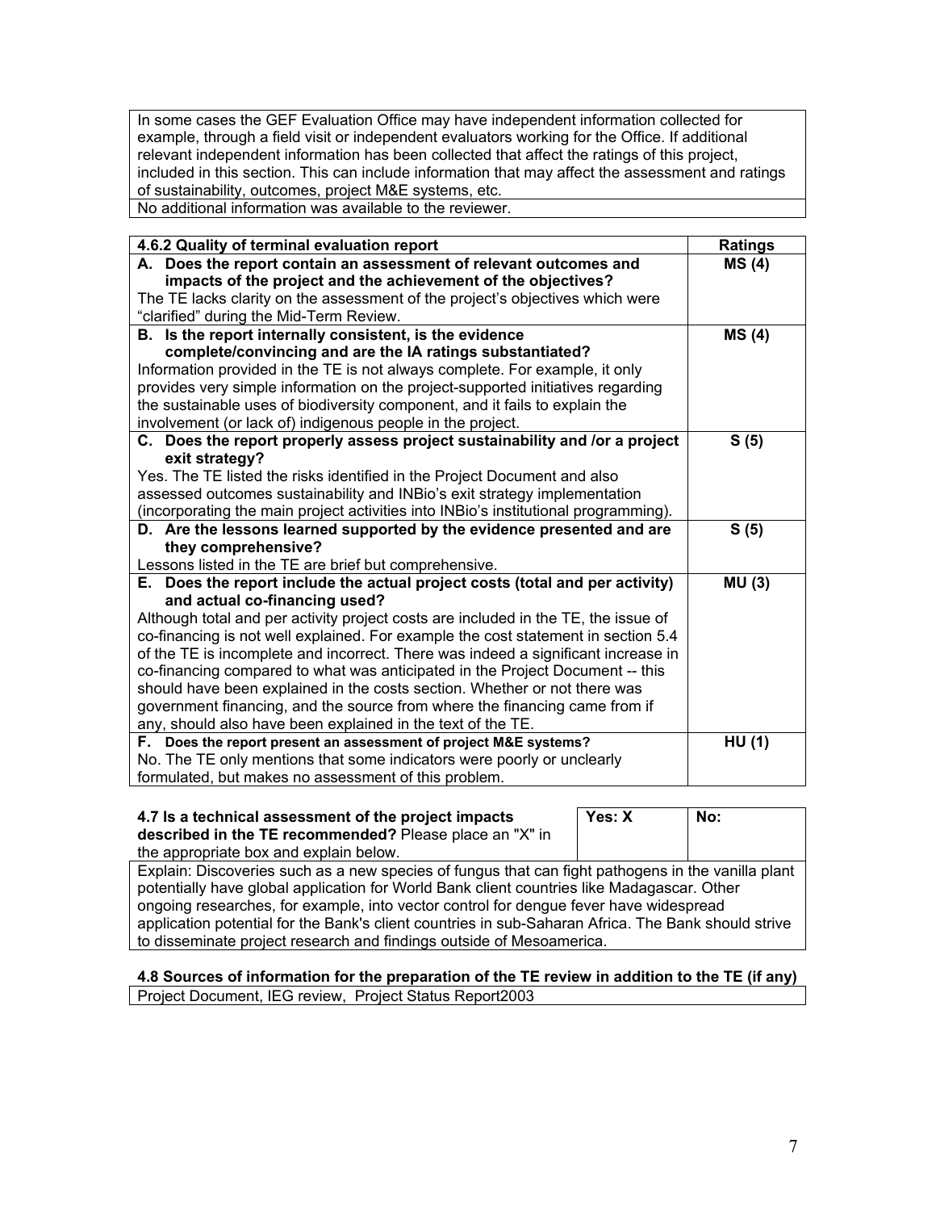| |
|---|
| In some cases the GEF Evaluation Office may have independent information collected for example, through a field visit or independent evaluators working for the Office. If additional relevant independent information has been collected that affect the ratings of this project, included in this section. This can include information that may affect the assessment and ratings of sustainability, outcomes, project M&E systems, etc. |
| No additional information was available to the reviewer. |

| 4.6.2 Quality of terminal evaluation report | Ratings |
|---|---|
| **A. Does the report contain an assessment of relevant outcomes and impacts of the project and the achievement of the objectives?** The TE lacks clarity on the assessment of the project's objectives which were "clarified" during the Mid-Term Review. | **MS (4)** |
| **B. Is the report internally consistent, is the evidence complete/convincing and are the IA ratings substantiated?** Information provided in the TE is not always complete. For example, it only provides very simple information on the project-supported initiatives regarding the sustainable uses of biodiversity component, and it fails to explain the involvement (or lack of) indigenous people in the project. | **MS (4)** |
| **C. Does the report properly assess project sustainability and /or a project exit strategy?** Yes. The TE listed the risks identified in the Project Document and also assessed outcomes sustainability and INBio's exit strategy implementation (incorporating the main project activities into INBio's institutional programming). | **S (5)** |
| **D. Are the lessons learned supported by the evidence presented and are they comprehensive?** Lessons listed in the TE are brief but comprehensive. | **S (5)** |
| **E. Does the report include the actual project costs (total and per activity) and actual co-financing used?** Although total and per activity project costs are included in the TE, the issue of co-financing is not well explained. For example the cost statement in section 5.4 of the TE is incomplete and incorrect. There was indeed a significant increase in co-financing compared to what was anticipated in the Project Document -- this should have been explained in the costs section. Whether or not there was government financing, and the source from where the financing came from if any, should also have been explained in the text of the TE. | **MU (3)** |
| **F. Does the report present an assessment of project M&E systems?** No. The TE only mentions that some indicators were poorly or unclearly formulated, but makes no assessment of this problem. | **HU (1)** |

| **4.7 Is a technical assessment of the project impacts described in the TE recommended?** Please place an "X" in the appropriate box and explain below. | Yes: X | No: |
|---|---|---|
| Explain: Discoveries such as a new species of fungus that can fight pathogens in the vanilla plant potentially have global application for World Bank client countries like Madagascar. Other ongoing researches, for example, into vector control for dengue fever have widespread application potential for the Bank's client countries in sub-Saharan Africa. The Bank should strive to disseminate project research and findings outside of Mesoamerica. | | |

**4.8 Sources of information for the preparation of the TE review in addition to the TE (if any)**

| |
|---|
| Project Document, IEG review, Project Status Report2003 |